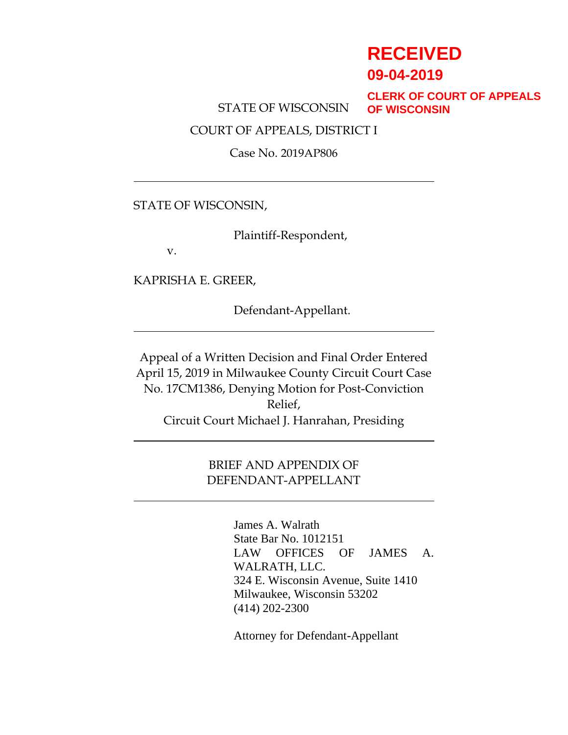**RECEIVED**
**09-04-2019**
**CLERK OF COURT OF APPEALS OF WISCONSIN**

STATE OF WISCONSIN

COURT OF APPEALS, DISTRICT I

Case No. 2019AP806

---

STATE OF WISCONSIN,

Plaintiff-Respondent,

v.

KAPRISHA E. GREER,

Defendant-Appellant.

---

Appeal of a Written Decision and Final Order Entered April 15, 2019 in Milwaukee County Circuit Court Case No. 17CM1386, Denying Motion for Post-Conviction Relief,
Circuit Court Michael J. Hanrahan, Presiding

---

BRIEF AND APPENDIX OF DEFENDANT-APPELLANT

---

James A. Walrath
State Bar No. 1012151
LAW OFFICES OF JAMES A. WALRATH, LLC.
324 E. Wisconsin Avenue, Suite 1410
Milwaukee, Wisconsin 53202
(414) 202-2300

Attorney for Defendant-Appellant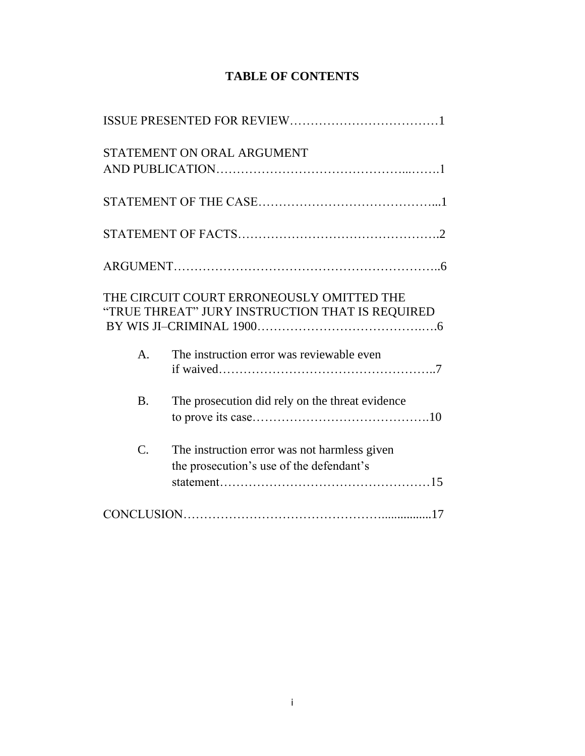# TABLE OF CONTENTS

ISSUE PRESENTED FOR REVIEW………………………………1

STATEMENT ON ORAL ARGUMENT AND PUBLICATION……………………………………...…….1

STATEMENT OF THE CASE……………………………………...1

STATEMENT OF FACTS……………………………………….2

ARGUMENT……………………………………………………..6

THE CIRCUIT COURT ERRONEOUSLY OMITTED THE "TRUE THREAT" JURY INSTRUCTION THAT IS REQUIRED BY WIS JI–CRIMINAL 1900…………………………………..….6

- A. The instruction error was reviewable even if waived……………………………………………..7
- B. The prosecution did rely on the threat evidence to prove its case…………………………………….10
- C. The instruction error was not harmless given the prosecution's use of the defendant's statement……………………………………………15

CONCLUSION…………………………………………...............17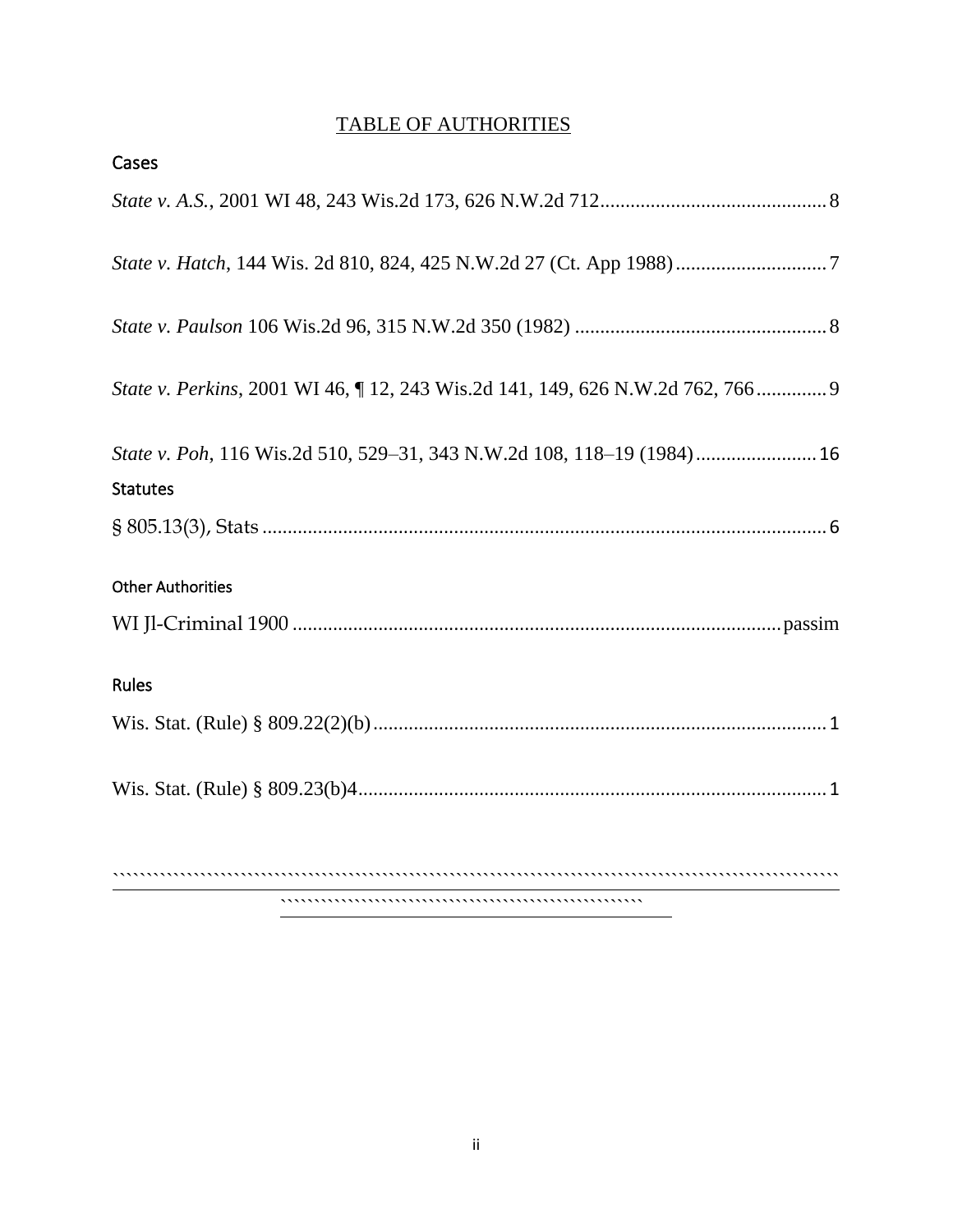# TABLE OF AUTHORITIES

## Cases

*State v. A.S.*, 2001 WI 48, 243 Wis.2d 173, 626 N.W.2d 712 ............................................ 8

*State v. Hatch*, 144 Wis. 2d 810, 824, 425 N.W.2d 27 (Ct. App 1988) .............................. 7

*State v. Paulson* 106 Wis.2d 96, 315 N.W.2d 350 (1982) .................................................. 8

*State v. Perkins*, 2001 WI 46, ¶ 12, 243 Wis.2d 141, 149, 626 N.W.2d 762, 766 .............. 9

*State v. Poh*, 116 Wis.2d 510, 529–31, 343 N.W.2d 108, 118–19 (1984) ........................ 16

## Statutes

§ 805.13(3), Stats ............................................................................................................... 6

## Other Authorities

WI Jl-Criminal 1900 ................................................................................................ passim

## Rules

Wis. Stat. (Rule) § 809.22(2)(b) ......................................................................................... 1

Wis. Stat. (Rule) § 809.23(b)4 ............................................................................................ 1

````````````````````````````````````````````````````````````````````````````````````````````````

``````````````````````````````````````````````````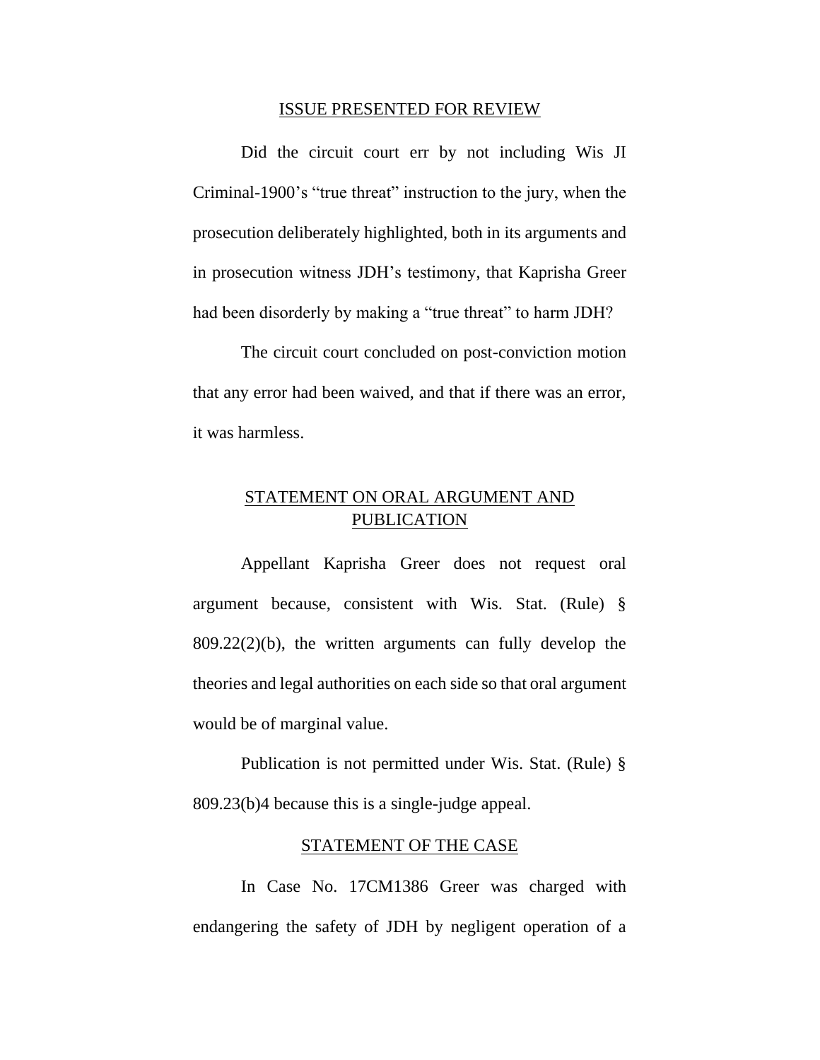## ISSUE PRESENTED FOR REVIEW

Did the circuit court err by not including Wis JI Criminal-1900's "true threat" instruction to the jury, when the prosecution deliberately highlighted, both in its arguments and in prosecution witness JDH's testimony, that Kaprisha Greer had been disorderly by making a "true threat" to harm JDH?

The circuit court concluded on post-conviction motion that any error had been waived, and that if there was an error, it was harmless.

## STATEMENT ON ORAL ARGUMENT AND PUBLICATION

Appellant Kaprisha Greer does not request oral argument because, consistent with Wis. Stat. (Rule) § 809.22(2)(b), the written arguments can fully develop the theories and legal authorities on each side so that oral argument would be of marginal value.

Publication is not permitted under Wis. Stat. (Rule) § 809.23(b)4 because this is a single-judge appeal.

## STATEMENT OF THE CASE

In Case No. 17CM1386 Greer was charged with endangering the safety of JDH by negligent operation of a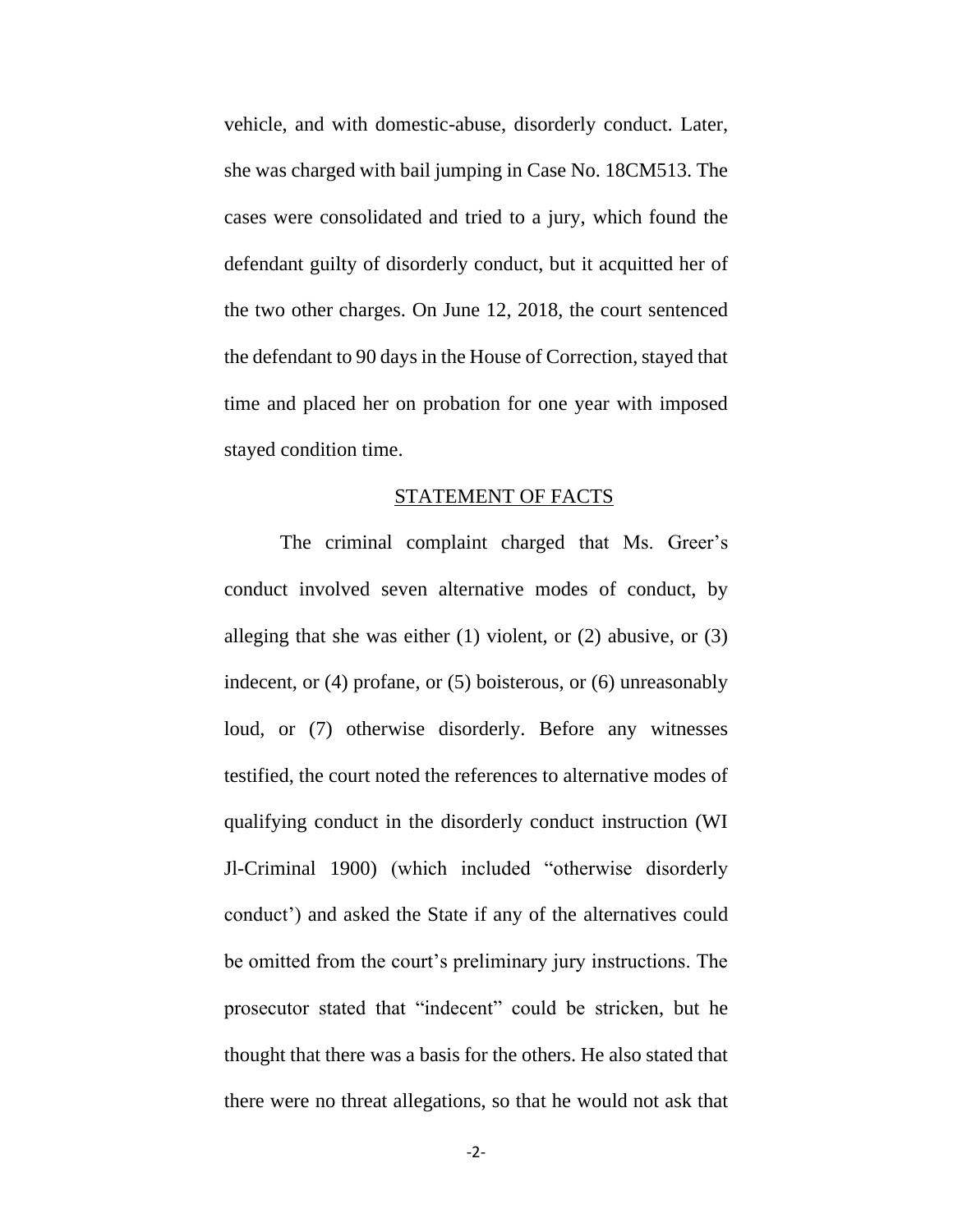vehicle, and with domestic-abuse, disorderly conduct. Later, she was charged with bail jumping in Case No. 18CM513. The cases were consolidated and tried to a jury, which found the defendant guilty of disorderly conduct, but it acquitted her of the two other charges. On June 12, 2018, the court sentenced the defendant to 90 days in the House of Correction, stayed that time and placed her on probation for one year with imposed stayed condition time.

## STATEMENT OF FACTS

The criminal complaint charged that Ms. Greer's conduct involved seven alternative modes of conduct, by alleging that she was either (1) violent, or (2) abusive, or (3) indecent, or (4) profane, or (5) boisterous, or (6) unreasonably loud, or (7) otherwise disorderly. Before any witnesses testified, the court noted the references to alternative modes of qualifying conduct in the disorderly conduct instruction (WI Jl-Criminal 1900) (which included "otherwise disorderly conduct') and asked the State if any of the alternatives could be omitted from the court's preliminary jury instructions. The prosecutor stated that "indecent" could be stricken, but he thought that there was a basis for the others. He also stated that there were no threat allegations, so that he would not ask that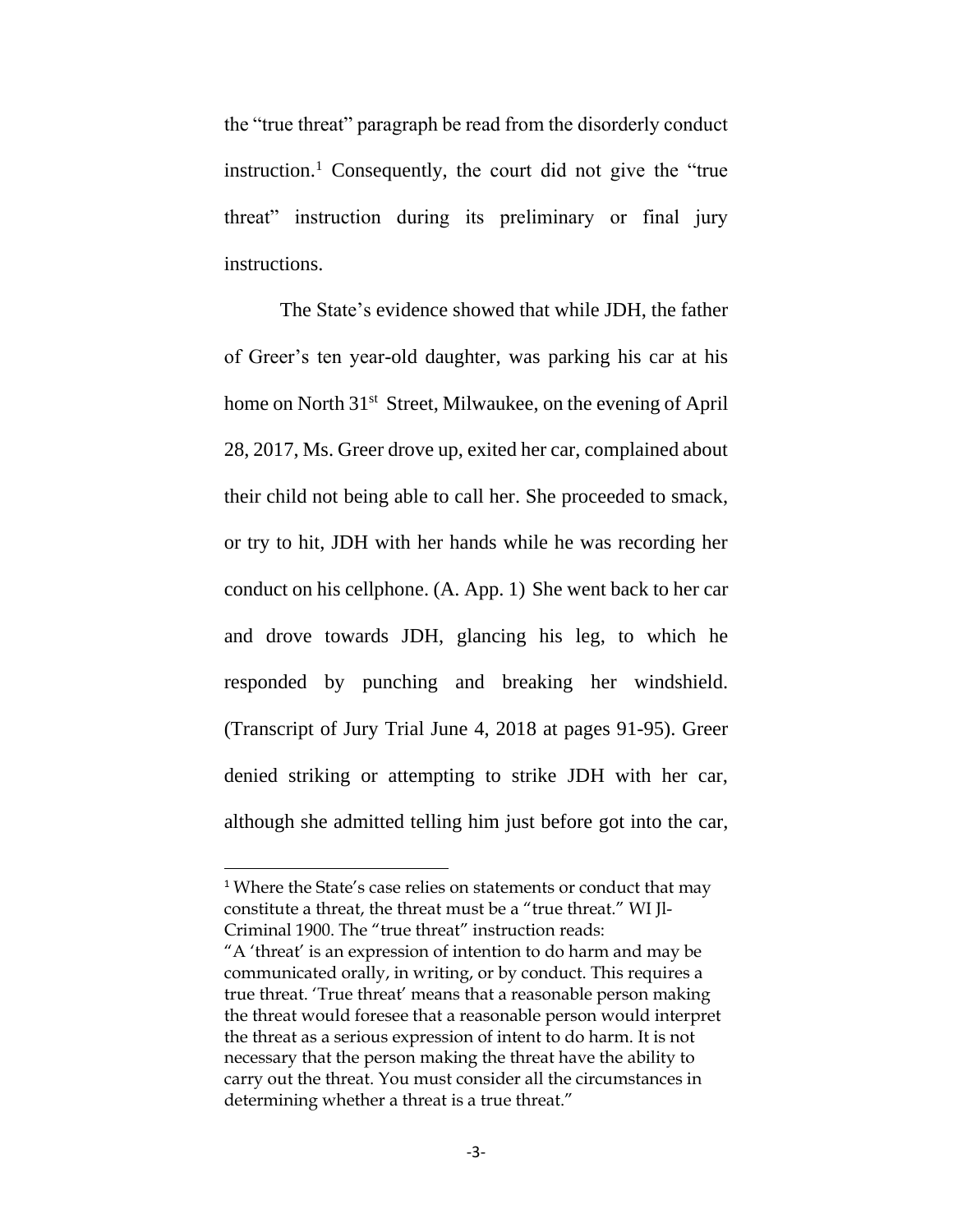the "true threat" paragraph be read from the disorderly conduct instruction.[1] Consequently, the court did not give the "true threat" instruction during its preliminary or final jury instructions.

The State's evidence showed that while JDH, the father of Greer's ten year-old daughter, was parking his car at his home on North 31st Street, Milwaukee, on the evening of April 28, 2017, Ms. Greer drove up, exited her car, complained about their child not being able to call her. She proceeded to smack, or try to hit, JDH with her hands while he was recording her conduct on his cellphone. (A. App. 1) She went back to her car and drove towards JDH, glancing his leg, to which he responded by punching and breaking her windshield. (Transcript of Jury Trial June 4, 2018 at pages 91-95). Greer denied striking or attempting to strike JDH with her car, although she admitted telling him just before got into the car,

---

[1] Where the State's case relies on statements or conduct that may constitute a threat, the threat must be a "true threat." WI Jl-Criminal 1900. The "true threat" instruction reads:
"A 'threat' is an expression of intention to do harm and may be communicated orally, in writing, or by conduct. This requires a true threat. 'True threat' means that a reasonable person making the threat would foresee that a reasonable person would interpret the threat as a serious expression of intent to do harm. It is not necessary that the person making the threat have the ability to carry out the threat. You must consider all the circumstances in determining whether a threat is a true threat."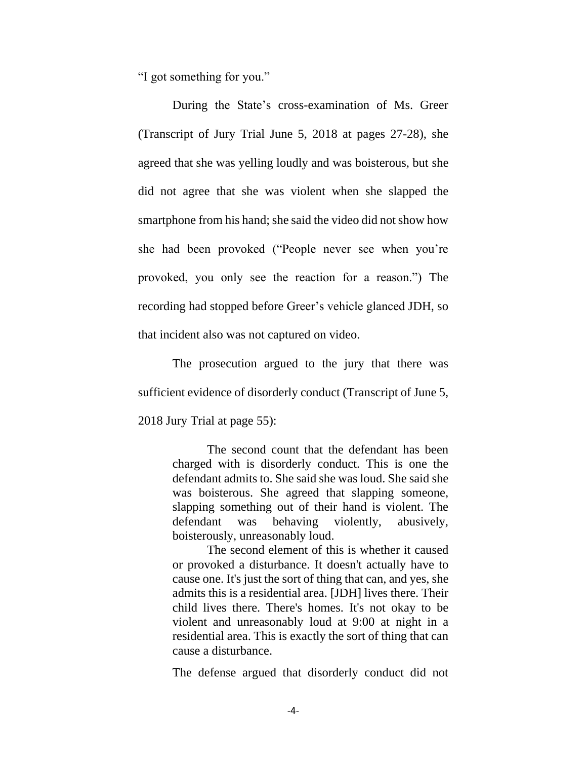"I got something for you."

During the State's cross-examination of Ms. Greer (Transcript of Jury Trial June 5, 2018 at pages 27-28), she agreed that she was yelling loudly and was boisterous, but she did not agree that she was violent when she slapped the smartphone from his hand; she said the video did not show how she had been provoked ("People never see when you're provoked, you only see the reaction for a reason.") The recording had stopped before Greer's vehicle glanced JDH, so that incident also was not captured on video.

The prosecution argued to the jury that there was sufficient evidence of disorderly conduct (Transcript of June 5, 2018 Jury Trial at page 55):

> The second count that the defendant has been charged with is disorderly conduct. This is one the defendant admits to. She said she was loud. She said she was boisterous. She agreed that slapping someone, slapping something out of their hand is violent. The defendant was behaving violently, abusively, boisterously, unreasonably loud.
>
> The second element of this is whether it caused or provoked a disturbance. It doesn't actually have to cause one. It's just the sort of thing that can, and yes, she admits this is a residential area. [JDH] lives there. Their child lives there. There's homes. It's not okay to be violent and unreasonably loud at 9:00 at night in a residential area. This is exactly the sort of thing that can cause a disturbance.

The defense argued that disorderly conduct did not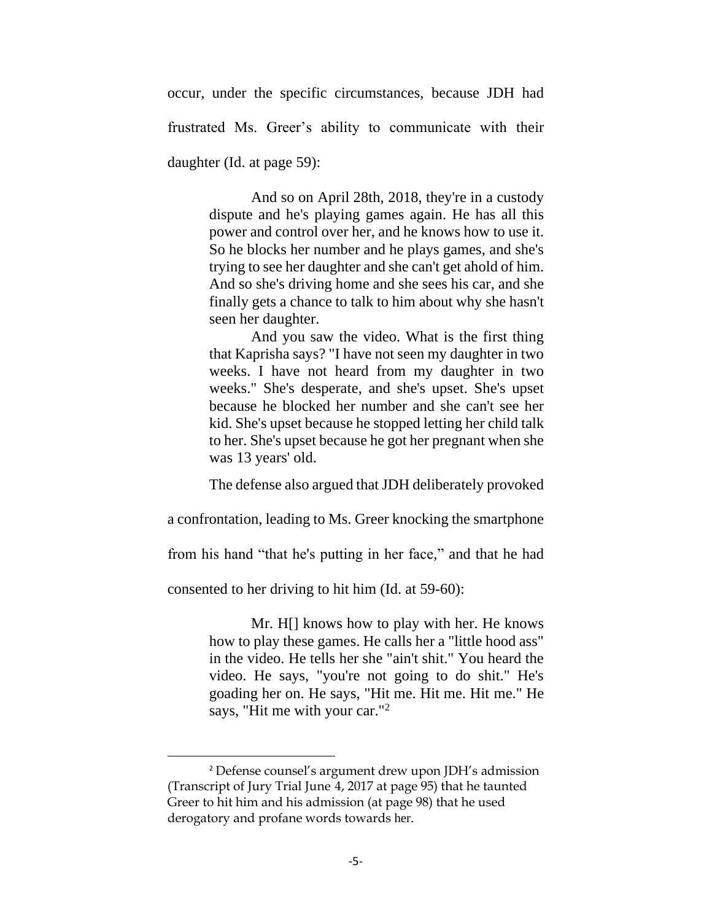occur, under the specific circumstances, because JDH had frustrated Ms. Greer's ability to communicate with their daughter (Id. at page 59):

> And so on April 28th, 2018, they're in a custody dispute and he's playing games again. He has all this power and control over her, and he knows how to use it. So he blocks her number and he plays games, and she's trying to see her daughter and she can't get ahold of him. And so she's driving home and she sees his car, and she finally gets a chance to talk to him about why she hasn't seen her daughter.
>
> And you saw the video. What is the first thing that Kaprisha says? "I have not seen my daughter in two weeks. I have not heard from my daughter in two weeks." She's desperate, and she's upset. She's upset because he blocked her number and she can't see her kid. She's upset because he stopped letting her child talk to her. She's upset because he got her pregnant when she was 13 years' old.

The defense also argued that JDH deliberately provoked a confrontation, leading to Ms. Greer knocking the smartphone from his hand "that he's putting in her face," and that he had consented to her driving to hit him (Id. at 59-60):

> Mr. H[] knows how to play with her. He knows how to play these games. He calls her a "little hood ass" in the video. He tells her she "ain't shit." You heard the video. He says, "you're not going to do shit." He's goading her on. He says, "Hit me. Hit me. Hit me." He says, "Hit me with your car."[2]

[2] Defense counsel's argument drew upon JDH's admission (Transcript of Jury Trial June 4, 2017 at page 95) that he taunted Greer to hit him and his admission (at page 98) that he used derogatory and profane words towards her.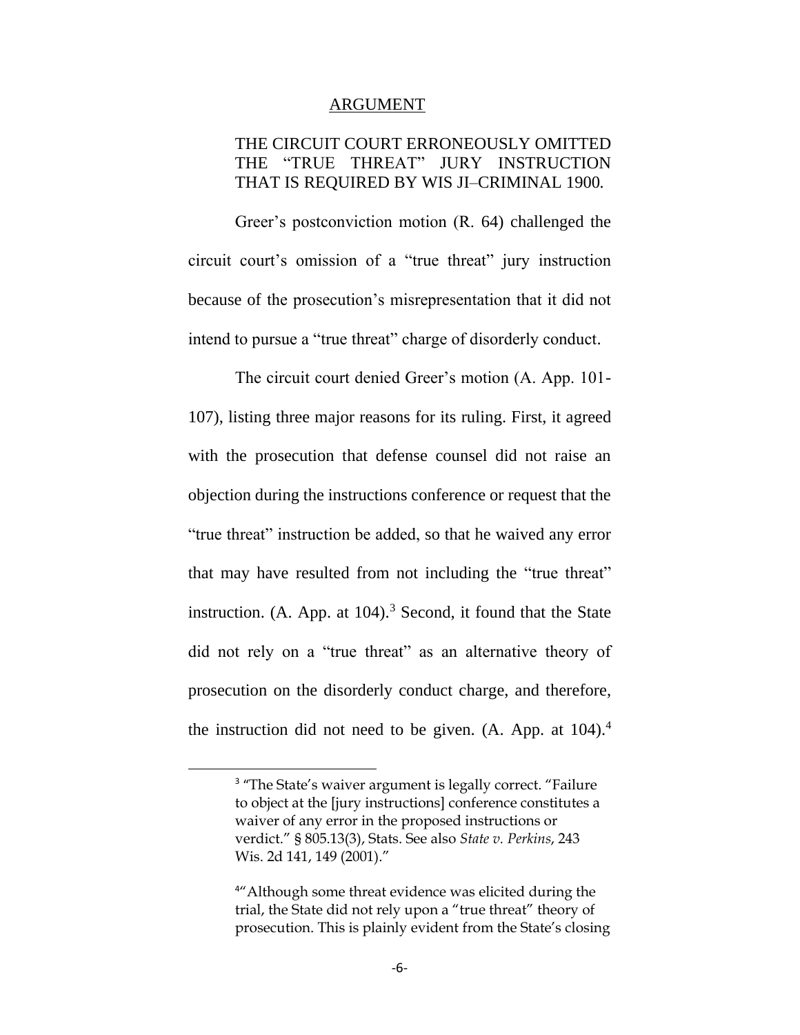## ARGUMENT

### THE CIRCUIT COURT ERRONEOUSLY OMITTED THE "TRUE THREAT" JURY INSTRUCTION THAT IS REQUIRED BY WIS JI–CRIMINAL 1900.

Greer's postconviction motion (R. 64) challenged the circuit court's omission of a "true threat" jury instruction because of the prosecution's misrepresentation that it did not intend to pursue a "true threat" charge of disorderly conduct.

The circuit court denied Greer's motion (A. App. 101-107), listing three major reasons for its ruling. First, it agreed with the prosecution that defense counsel did not raise an objection during the instructions conference or request that the "true threat" instruction be added, so that he waived any error that may have resulted from not including the "true threat" instruction. (A. App. at 104).[3] Second, it found that the State did not rely on a "true threat" as an alternative theory of prosecution on the disorderly conduct charge, and therefore, the instruction did not need to be given. (A. App. at 104).[4]

---

[3] "The State's waiver argument is legally correct. "Failure to object at the [jury instructions] conference constitutes a waiver of any error in the proposed instructions or verdict." § 805.13(3), Stats. See also *State v. Perkins*, 243 Wis. 2d 141, 149 (2001)."

[4] "Although some threat evidence was elicited during the trial, the State did not rely upon a "true threat" theory of prosecution. This is plainly evident from the State's closing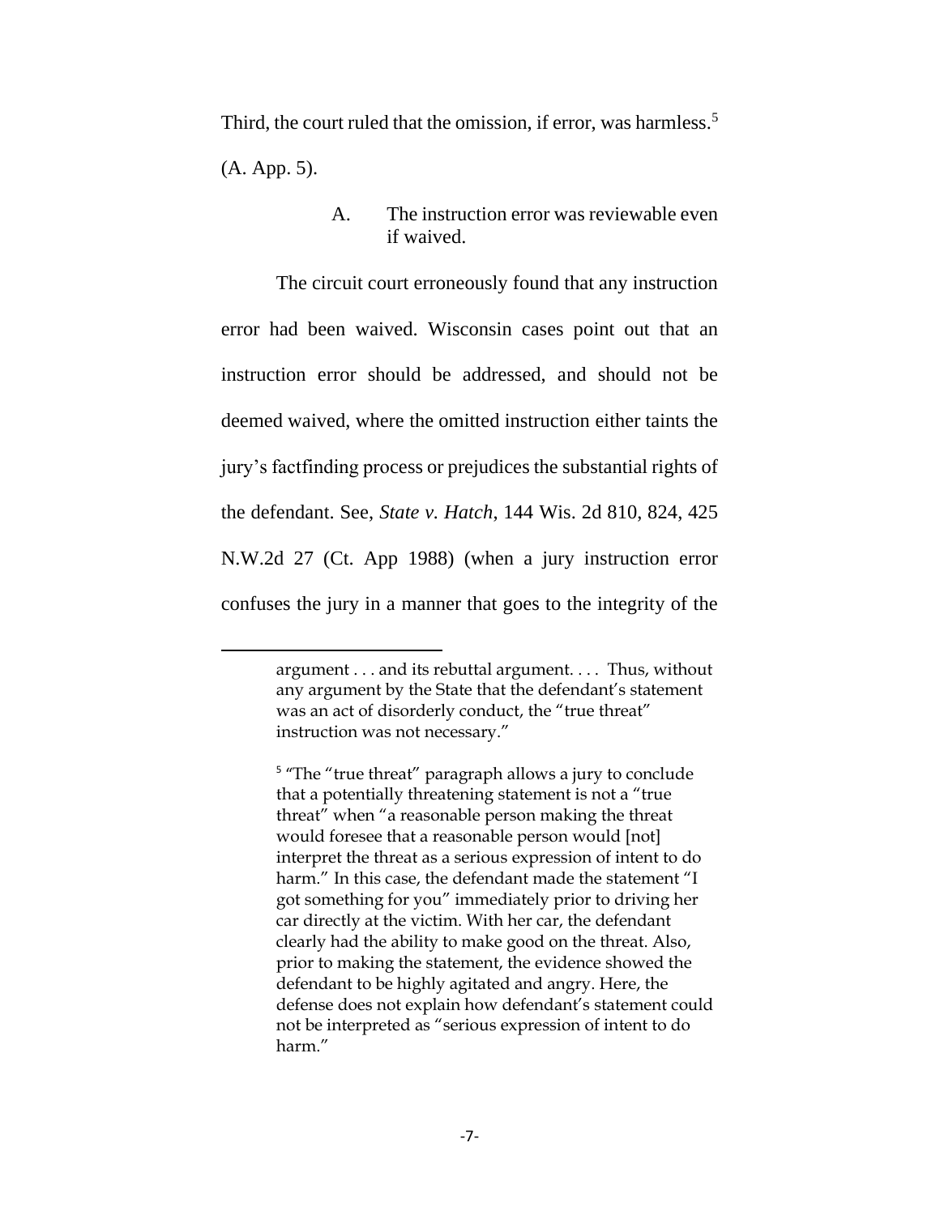Third, the court ruled that the omission, if error, was harmless.[5] (A. App. 5).

### A. The instruction error was reviewable even if waived.

The circuit court erroneously found that any instruction error had been waived. Wisconsin cases point out that an instruction error should be addressed, and should not be deemed waived, where the omitted instruction either taints the jury's factfinding process or prejudices the substantial rights of the defendant. See, *State v. Hatch*, 144 Wis. 2d 810, 824, 425 N.W.2d 27 (Ct. App 1988) (when a jury instruction error confuses the jury in a manner that goes to the integrity of the

---

argument . . . and its rebuttal argument. . . . Thus, without any argument by the State that the defendant's statement was an act of disorderly conduct, the "true threat" instruction was not necessary."

[5] "The "true threat" paragraph allows a jury to conclude that a potentially threatening statement is not a "true threat" when "a reasonable person making the threat would foresee that a reasonable person would [not] interpret the threat as a serious expression of intent to do harm." In this case, the defendant made the statement "I got something for you" immediately prior to driving her car directly at the victim. With her car, the defendant clearly had the ability to make good on the threat. Also, prior to making the statement, the evidence showed the defendant to be highly agitated and angry. Here, the defense does not explain how defendant's statement could not be interpreted as "serious expression of intent to do harm."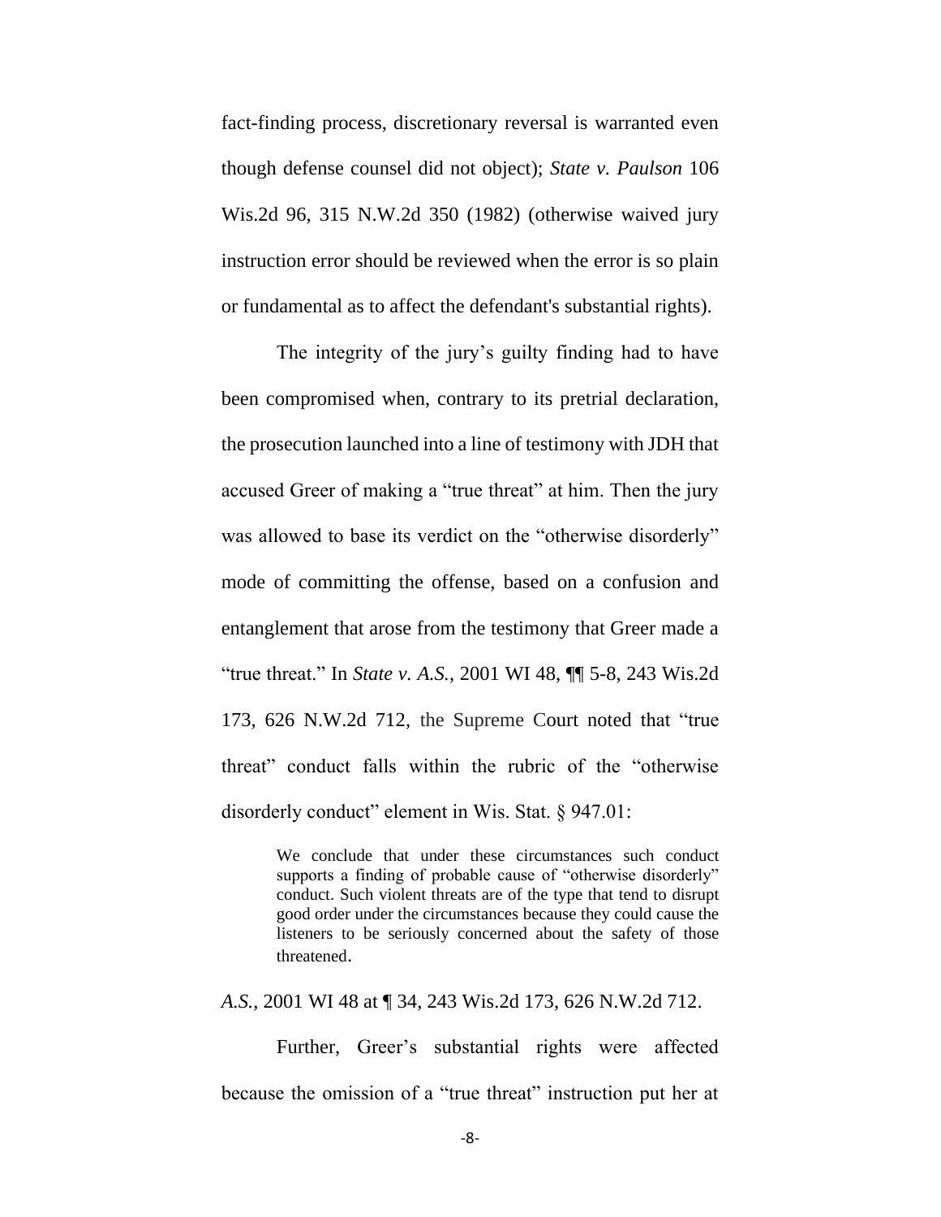fact-finding process, discretionary reversal is warranted even though defense counsel did not object); *State v. Paulson* 106 Wis.2d 96, 315 N.W.2d 350 (1982) (otherwise waived jury instruction error should be reviewed when the error is so plain or fundamental as to affect the defendant's substantial rights).

The integrity of the jury's guilty finding had to have been compromised when, contrary to its pretrial declaration, the prosecution launched into a line of testimony with JDH that accused Greer of making a "true threat" at him. Then the jury was allowed to base its verdict on the "otherwise disorderly" mode of committing the offense, based on a confusion and entanglement that arose from the testimony that Greer made a "true threat." In *State v. A.S.*, 2001 WI 48, ¶¶ 5-8, 243 Wis.2d 173, 626 N.W.2d 712, the Supreme Court noted that "true threat" conduct falls within the rubric of the "otherwise disorderly conduct" element in Wis. Stat. § 947.01:

> We conclude that under these circumstances such conduct supports a finding of probable cause of "otherwise disorderly" conduct. Such violent threats are of the type that tend to disrupt good order under the circumstances because they could cause the listeners to be seriously concerned about the safety of those threatened.

*A.S.*, 2001 WI 48 at ¶ 34, 243 Wis.2d 173, 626 N.W.2d 712.

Further, Greer's substantial rights were affected because the omission of a "true threat" instruction put her at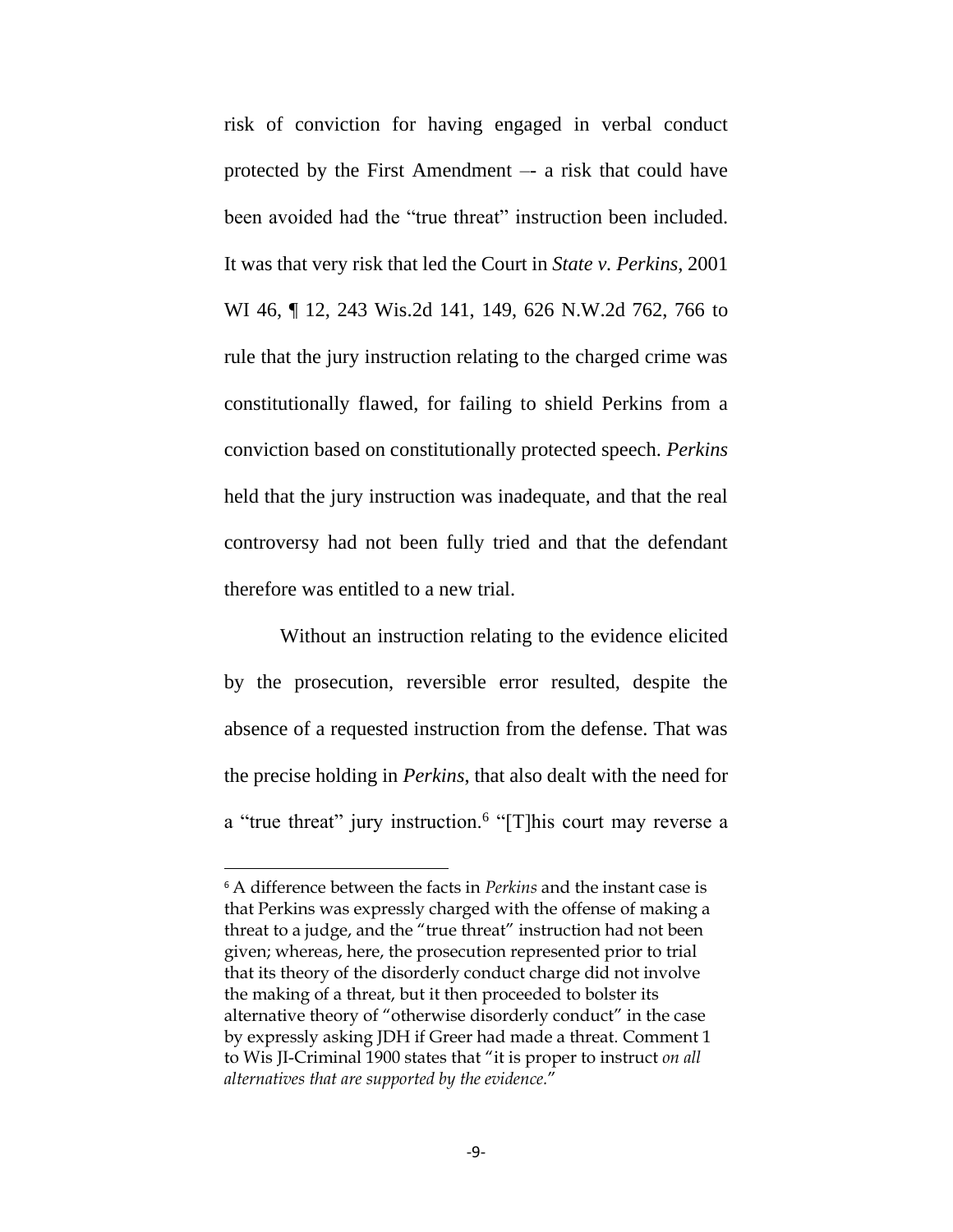risk of conviction for having engaged in verbal conduct protected by the First Amendment –- a risk that could have been avoided had the "true threat" instruction been included. It was that very risk that led the Court in *State v. Perkins*, 2001 WI 46, ¶ 12, 243 Wis.2d 141, 149, 626 N.W.2d 762, 766 to rule that the jury instruction relating to the charged crime was constitutionally flawed, for failing to shield Perkins from a conviction based on constitutionally protected speech. *Perkins* held that the jury instruction was inadequate, and that the real controversy had not been fully tried and that the defendant therefore was entitled to a new trial.

Without an instruction relating to the evidence elicited by the prosecution, reversible error resulted, despite the absence of a requested instruction from the defense. That was the precise holding in *Perkins*, that also dealt with the need for a "true threat" jury instruction.[6] "[T]his court may reverse a

[6] A difference between the facts in *Perkins* and the instant case is that Perkins was expressly charged with the offense of making a threat to a judge, and the "true threat" instruction had not been given; whereas, here, the prosecution represented prior to trial that its theory of the disorderly conduct charge did not involve the making of a threat, but it then proceeded to bolster its alternative theory of "otherwise disorderly conduct" in the case by expressly asking JDH if Greer had made a threat. Comment 1 to Wis JI-Criminal 1900 states that "it is proper to instruct *on all alternatives that are supported by the evidence.*"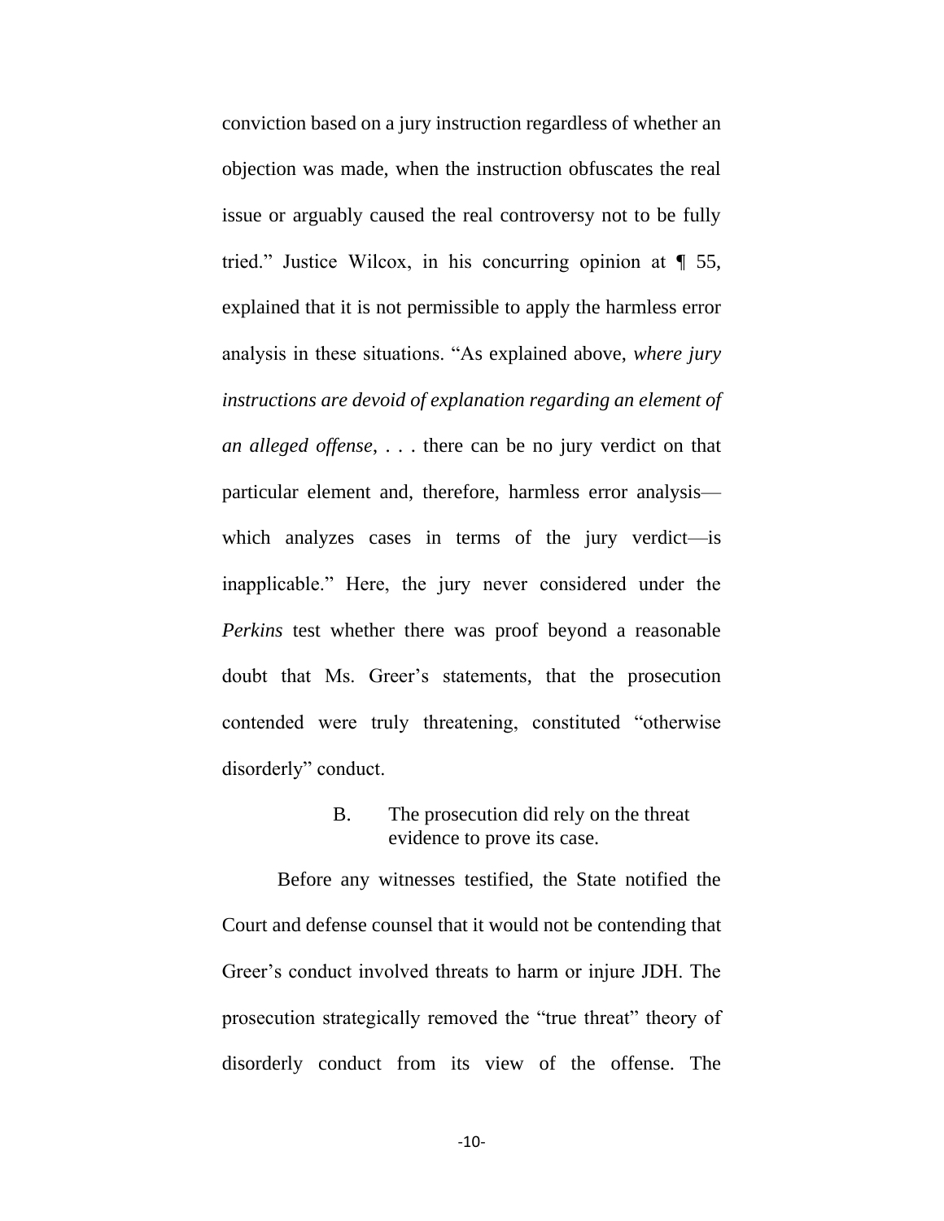conviction based on a jury instruction regardless of whether an objection was made, when the instruction obfuscates the real issue or arguably caused the real controversy not to be fully tried." Justice Wilcox, in his concurring opinion at ¶ 55, explained that it is not permissible to apply the harmless error analysis in these situations. "As explained above, *where jury instructions are devoid of explanation regarding an element of an alleged offense*, . . . there can be no jury verdict on that particular element and, therefore, harmless error analysis—which analyzes cases in terms of the jury verdict—is inapplicable." Here, the jury never considered under the *Perkins* test whether there was proof beyond a reasonable doubt that Ms. Greer's statements, that the prosecution contended were truly threatening, constituted "otherwise disorderly" conduct.

### B. The prosecution did rely on the threat evidence to prove its case.

Before any witnesses testified, the State notified the Court and defense counsel that it would not be contending that Greer's conduct involved threats to harm or injure JDH. The prosecution strategically removed the "true threat" theory of disorderly conduct from its view of the offense. The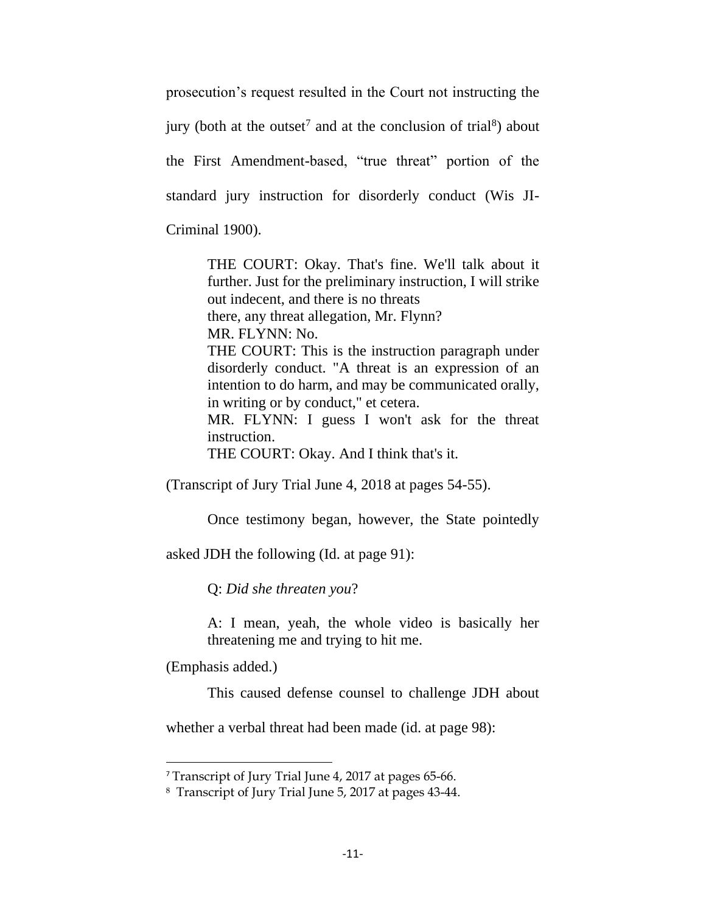prosecution's request resulted in the Court not instructing the jury (both at the outset[7] and at the conclusion of trial[8]) about the First Amendment-based, "true threat" portion of the standard jury instruction for disorderly conduct (Wis JI-Criminal 1900).

> THE COURT: Okay. That's fine. We'll talk about it further. Just for the preliminary instruction, I will strike out indecent, and there is no threats
> there, any threat allegation, Mr. Flynn?
> MR. FLYNN: No.
> THE COURT: This is the instruction paragraph under disorderly conduct. "A threat is an expression of an intention to do harm, and may be communicated orally, in writing or by conduct," et cetera.
> MR. FLYNN: I guess I won't ask for the threat instruction.
> THE COURT: Okay. And I think that's it.

(Transcript of Jury Trial June 4, 2018 at pages 54-55).

Once testimony began, however, the State pointedly asked JDH the following (Id. at page 91):

> Q: *Did she threaten you*?
>
> A: I mean, yeah, the whole video is basically her threatening me and trying to hit me.

(Emphasis added.)

This caused defense counsel to challenge JDH about whether a verbal threat had been made (id. at page 98):

---

[7] Transcript of Jury Trial June 4, 2017 at pages 65-66.

[8] Transcript of Jury Trial June 5, 2017 at pages 43-44.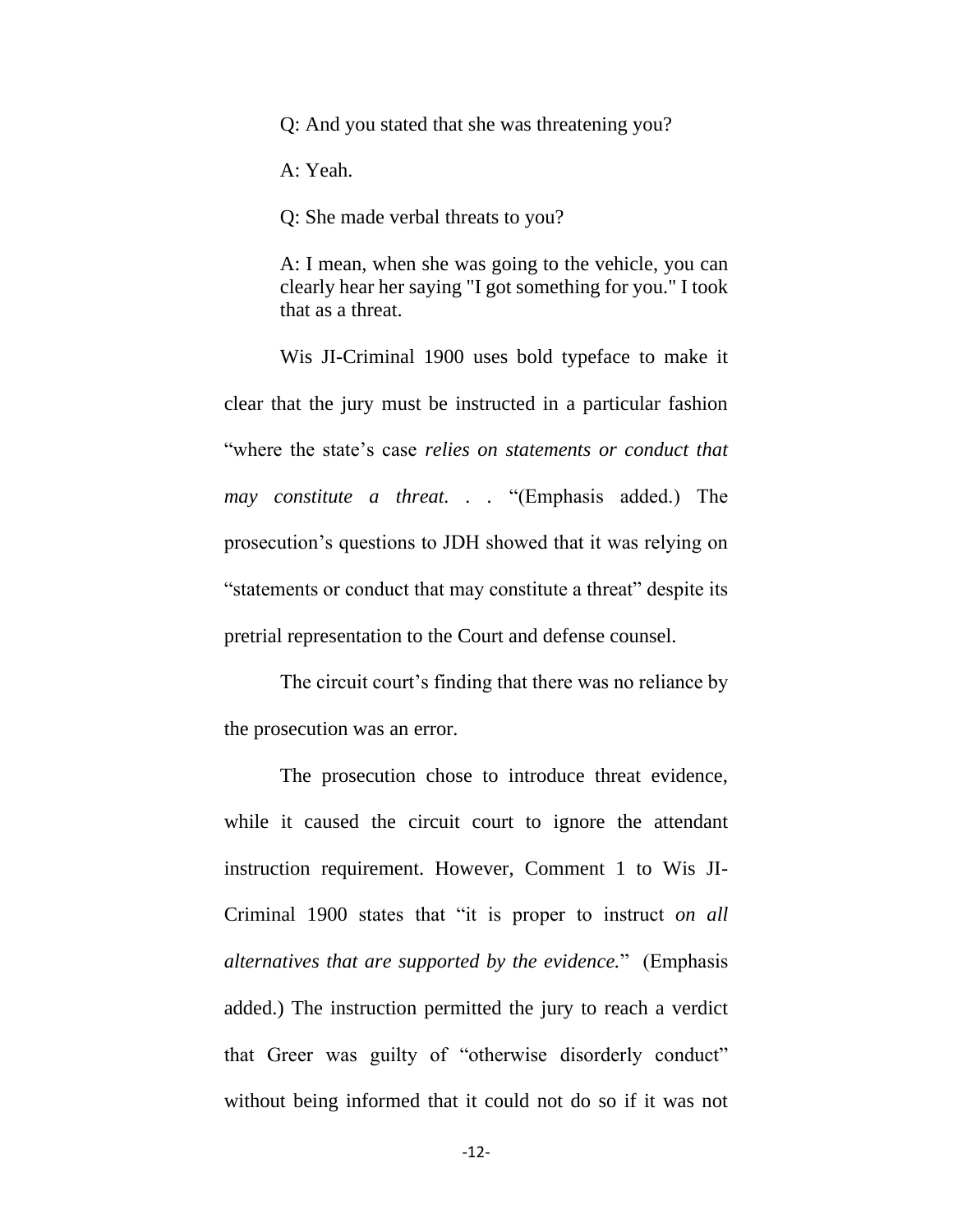> Q: And you stated that she was threatening you?
>
> A: Yeah.
>
> Q: She made verbal threats to you?
>
> A: I mean, when she was going to the vehicle, you can clearly hear her saying "I got something for you." I took that as a threat.

Wis JI-Criminal 1900 uses bold typeface to make it clear that the jury must be instructed in a particular fashion "where the state's case *relies on statements or conduct that may constitute a threat. . .* "(Emphasis added.) The prosecution's questions to JDH showed that it was relying on "statements or conduct that may constitute a threat" despite its pretrial representation to the Court and defense counsel.

The circuit court's finding that there was no reliance by the prosecution was an error.

The prosecution chose to introduce threat evidence, while it caused the circuit court to ignore the attendant instruction requirement. However, Comment 1 to Wis JI-Criminal 1900 states that "it is proper to instruct *on all alternatives that are supported by the evidence.*" (Emphasis added.) The instruction permitted the jury to reach a verdict that Greer was guilty of "otherwise disorderly conduct" without being informed that it could not do so if it was not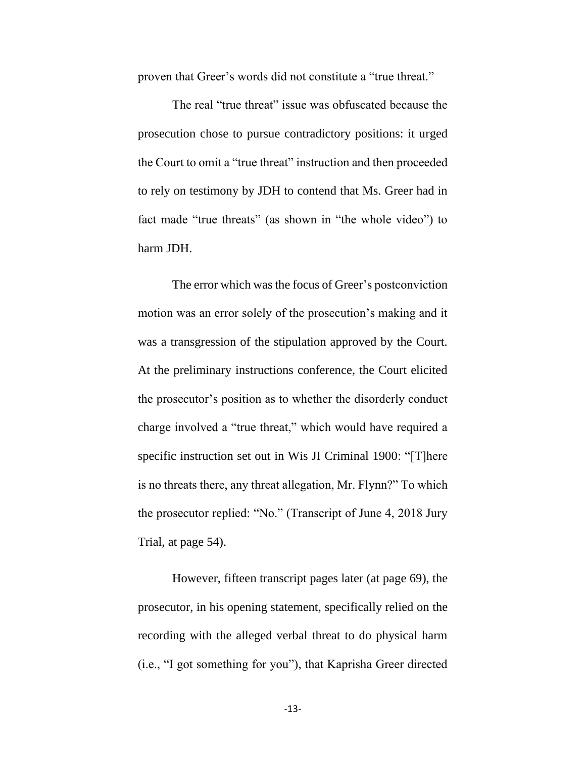proven that Greer's words did not constitute a "true threat."

The real "true threat" issue was obfuscated because the prosecution chose to pursue contradictory positions: it urged the Court to omit a "true threat" instruction and then proceeded to rely on testimony by JDH to contend that Ms. Greer had in fact made "true threats" (as shown in "the whole video") to harm JDH.

The error which was the focus of Greer's postconviction motion was an error solely of the prosecution's making and it was a transgression of the stipulation approved by the Court. At the preliminary instructions conference, the Court elicited the prosecutor's position as to whether the disorderly conduct charge involved a "true threat," which would have required a specific instruction set out in Wis JI Criminal 1900: "[T]here is no threats there, any threat allegation, Mr. Flynn?" To which the prosecutor replied: "No." (Transcript of June 4, 2018 Jury Trial, at page 54).

However, fifteen transcript pages later (at page 69), the prosecutor, in his opening statement, specifically relied on the recording with the alleged verbal threat to do physical harm (i.e., "I got something for you"), that Kaprisha Greer directed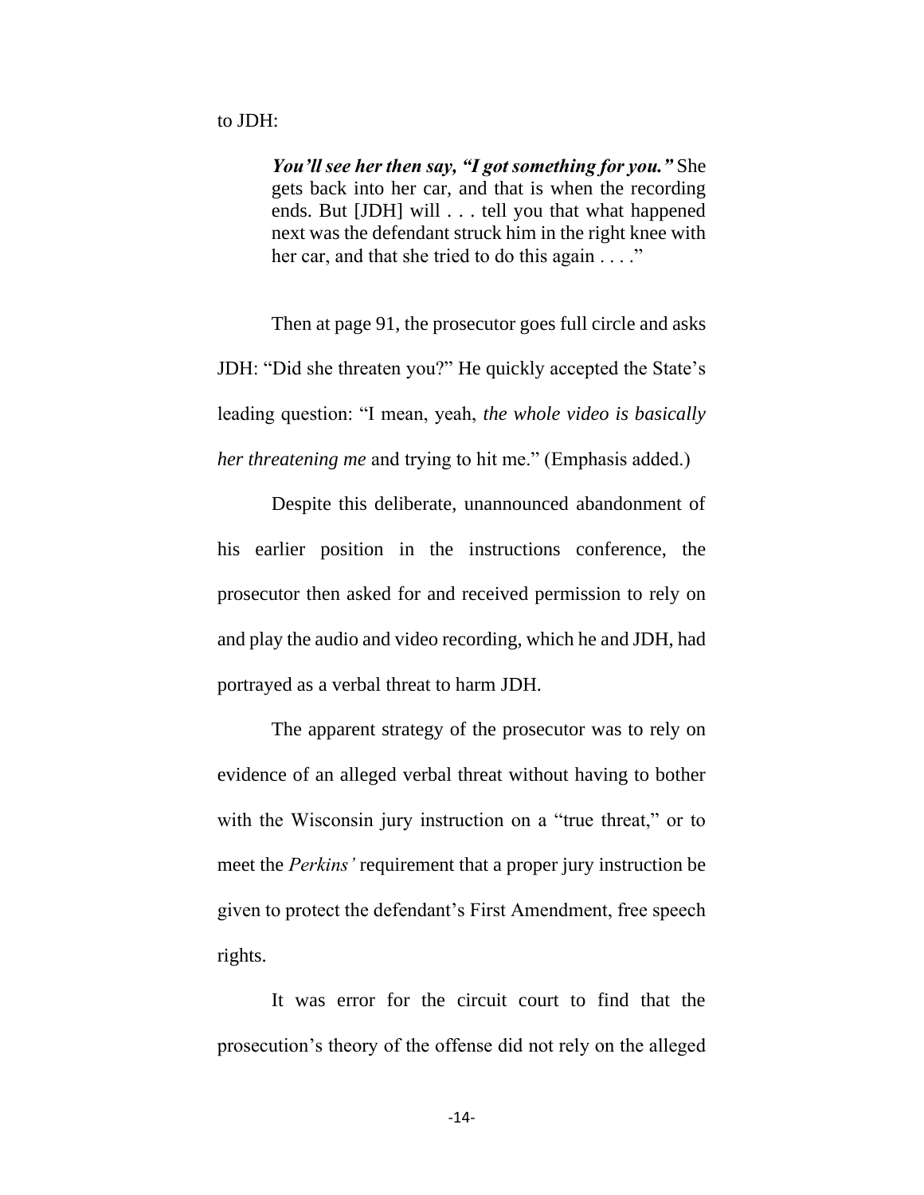to JDH:

> ***You'll see her then say, "I got something for you."*** She gets back into her car, and that is when the recording ends. But [JDH] will . . . tell you that what happened next was the defendant struck him in the right knee with her car, and that she tried to do this again . . . ."

Then at page 91, the prosecutor goes full circle and asks JDH: "Did she threaten you?" He quickly accepted the State's leading question: "I mean, yeah, *the whole video is basically her threatening me* and trying to hit me." (Emphasis added.)

Despite this deliberate, unannounced abandonment of his earlier position in the instructions conference, the prosecutor then asked for and received permission to rely on and play the audio and video recording, which he and JDH, had portrayed as a verbal threat to harm JDH.

The apparent strategy of the prosecutor was to rely on evidence of an alleged verbal threat without having to bother with the Wisconsin jury instruction on a "true threat," or to meet the *Perkins'* requirement that a proper jury instruction be given to protect the defendant's First Amendment, free speech rights.

It was error for the circuit court to find that the prosecution's theory of the offense did not rely on the alleged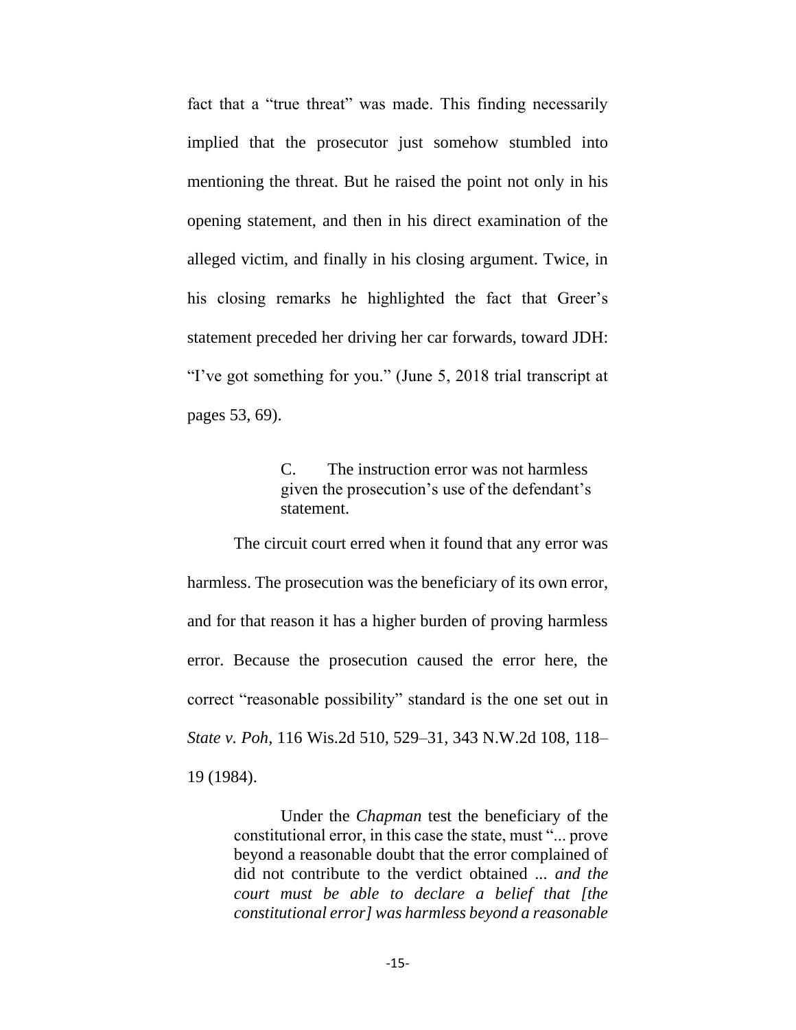fact that a "true threat" was made. This finding necessarily implied that the prosecutor just somehow stumbled into mentioning the threat. But he raised the point not only in his opening statement, and then in his direct examination of the alleged victim, and finally in his closing argument. Twice, in his closing remarks he highlighted the fact that Greer's statement preceded her driving her car forwards, toward JDH: "I've got something for you." (June 5, 2018 trial transcript at pages 53, 69).

> C. The instruction error was not harmless given the prosecution's use of the defendant's statement.

The circuit court erred when it found that any error was harmless. The prosecution was the beneficiary of its own error, and for that reason it has a higher burden of proving harmless error. Because the prosecution caused the error here, the correct "reasonable possibility" standard is the one set out in *State v. Poh*, 116 Wis.2d 510, 529–31, 343 N.W.2d 108, 118–19 (1984).

> Under the *Chapman* test the beneficiary of the constitutional error, in this case the state, must "... prove beyond a reasonable doubt that the error complained of did not contribute to the verdict obtained ... *and the court must be able to declare a belief that [the constitutional error] was harmless beyond a reasonable*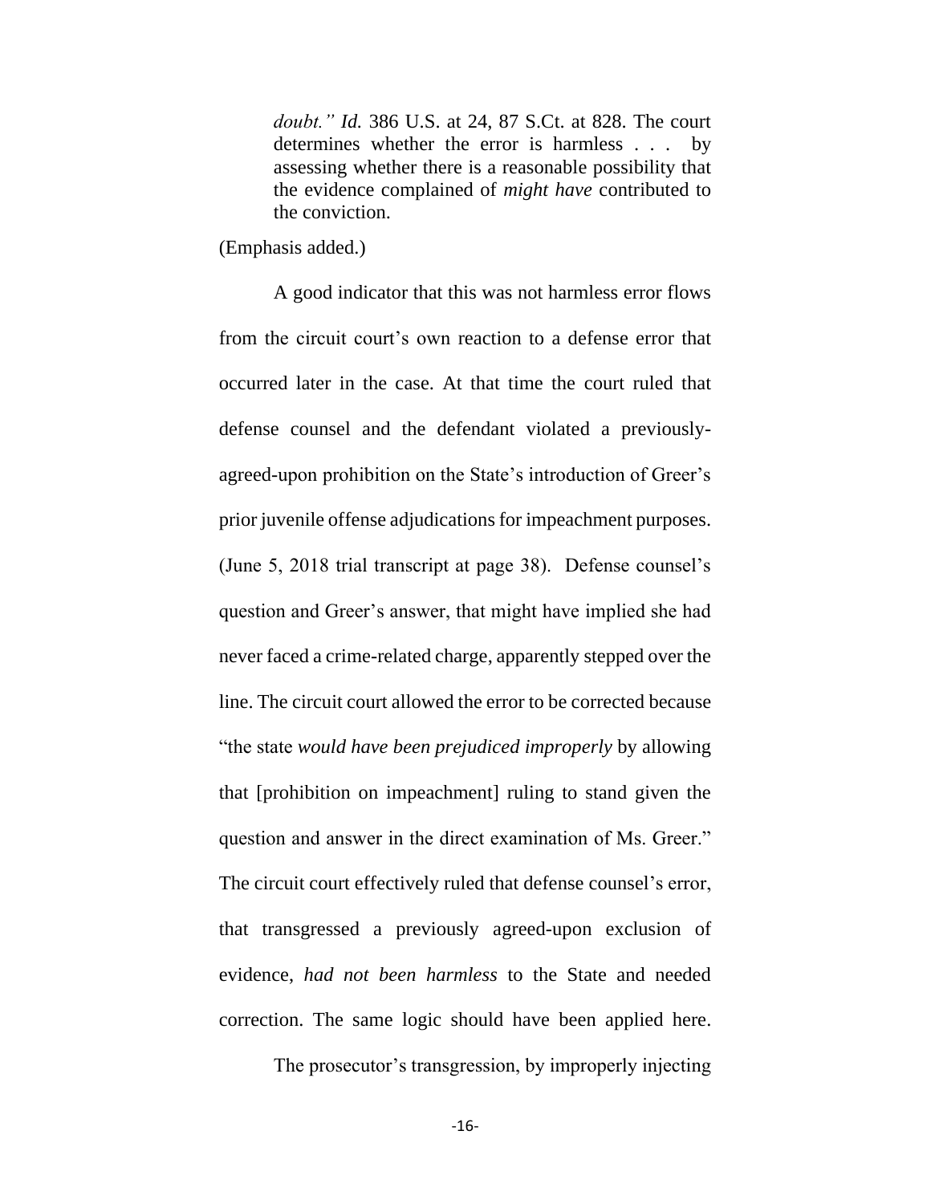> *doubt." Id.* 386 U.S. at 24, 87 S.Ct. at 828. The court determines whether the error is harmless . . . by assessing whether there is a reasonable possibility that the evidence complained of *might have* contributed to the conviction.

(Emphasis added.)

A good indicator that this was not harmless error flows from the circuit court's own reaction to a defense error that occurred later in the case. At that time the court ruled that defense counsel and the defendant violated a previously-agreed-upon prohibition on the State's introduction of Greer's prior juvenile offense adjudications for impeachment purposes. (June 5, 2018 trial transcript at page 38). Defense counsel's question and Greer's answer, that might have implied she had never faced a crime-related charge, apparently stepped over the line. The circuit court allowed the error to be corrected because "the state *would have been prejudiced improperly* by allowing that [prohibition on impeachment] ruling to stand given the question and answer in the direct examination of Ms. Greer." The circuit court effectively ruled that defense counsel's error, that transgressed a previously agreed-upon exclusion of evidence, *had not been harmless* to the State and needed correction. The same logic should have been applied here.

The prosecutor's transgression, by improperly injecting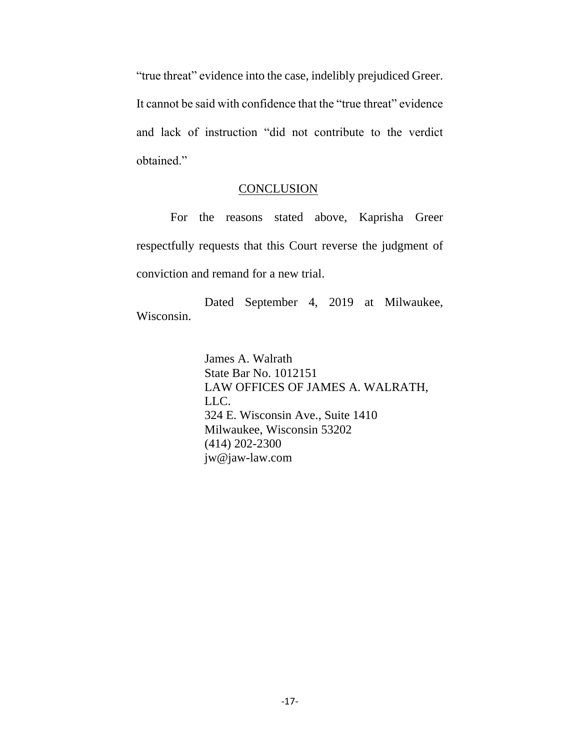"true threat" evidence into the case, indelibly prejudiced Greer. It cannot be said with confidence that the "true threat" evidence and lack of instruction "did not contribute to the verdict obtained."

## CONCLUSION

For the reasons stated above, Kaprisha Greer respectfully requests that this Court reverse the judgment of conviction and remand for a new trial.

Dated September 4, 2019 at Milwaukee, Wisconsin.

James A. Walrath
State Bar No. 1012151
LAW OFFICES OF JAMES A. WALRATH, LLC.
324 E. Wisconsin Ave., Suite 1410
Milwaukee, Wisconsin 53202
(414) 202-2300
jw@jaw-law.com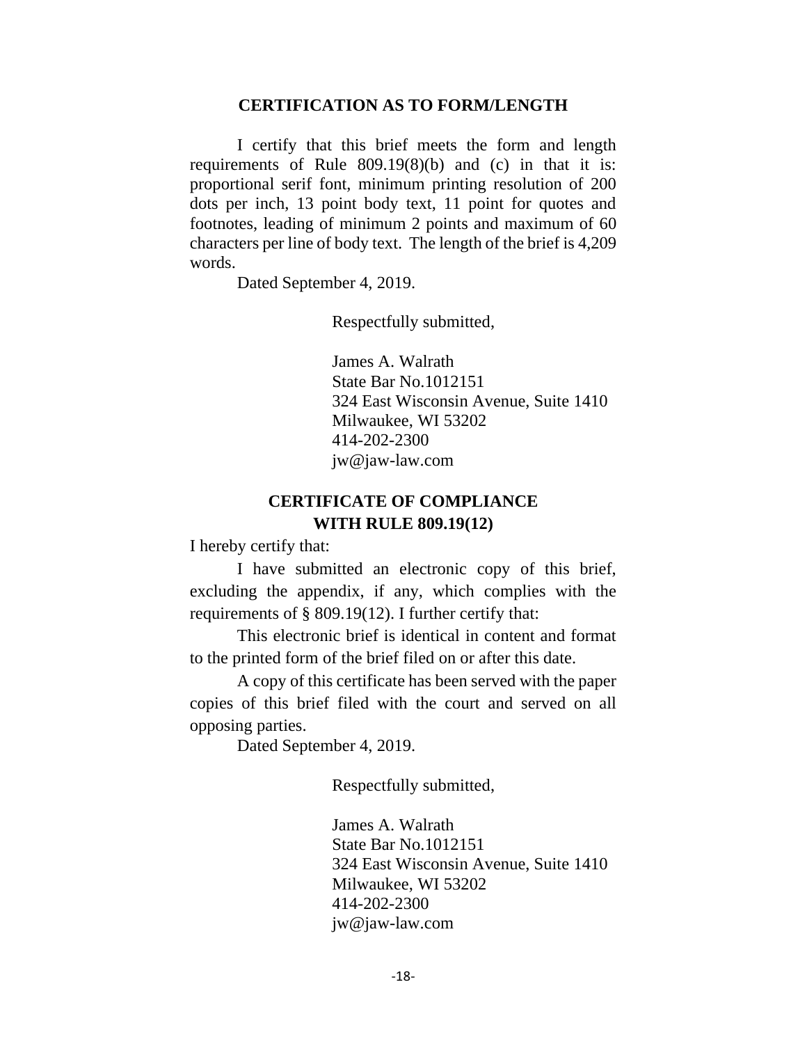## CERTIFICATION AS TO FORM/LENGTH

I certify that this brief meets the form and length requirements of Rule 809.19(8)(b) and (c) in that it is: proportional serif font, minimum printing resolution of 200 dots per inch, 13 point body text, 11 point for quotes and footnotes, leading of minimum 2 points and maximum of 60 characters per line of body text. The length of the brief is 4,209 words.

Dated September 4, 2019.

Respectfully submitted,

James A. Walrath  
State Bar No.1012151  
324 East Wisconsin Avenue, Suite 1410  
Milwaukee, WI 53202  
414-202-2300  
jw@jaw-law.com

## CERTIFICATE OF COMPLIANCE WITH RULE 809.19(12)

I hereby certify that:

I have submitted an electronic copy of this brief, excluding the appendix, if any, which complies with the requirements of § 809.19(12). I further certify that:

This electronic brief is identical in content and format to the printed form of the brief filed on or after this date.

A copy of this certificate has been served with the paper copies of this brief filed with the court and served on all opposing parties.

Dated September 4, 2019.

Respectfully submitted,

James A. Walrath  
State Bar No.1012151  
324 East Wisconsin Avenue, Suite 1410  
Milwaukee, WI 53202  
414-202-2300  
jw@jaw-law.com